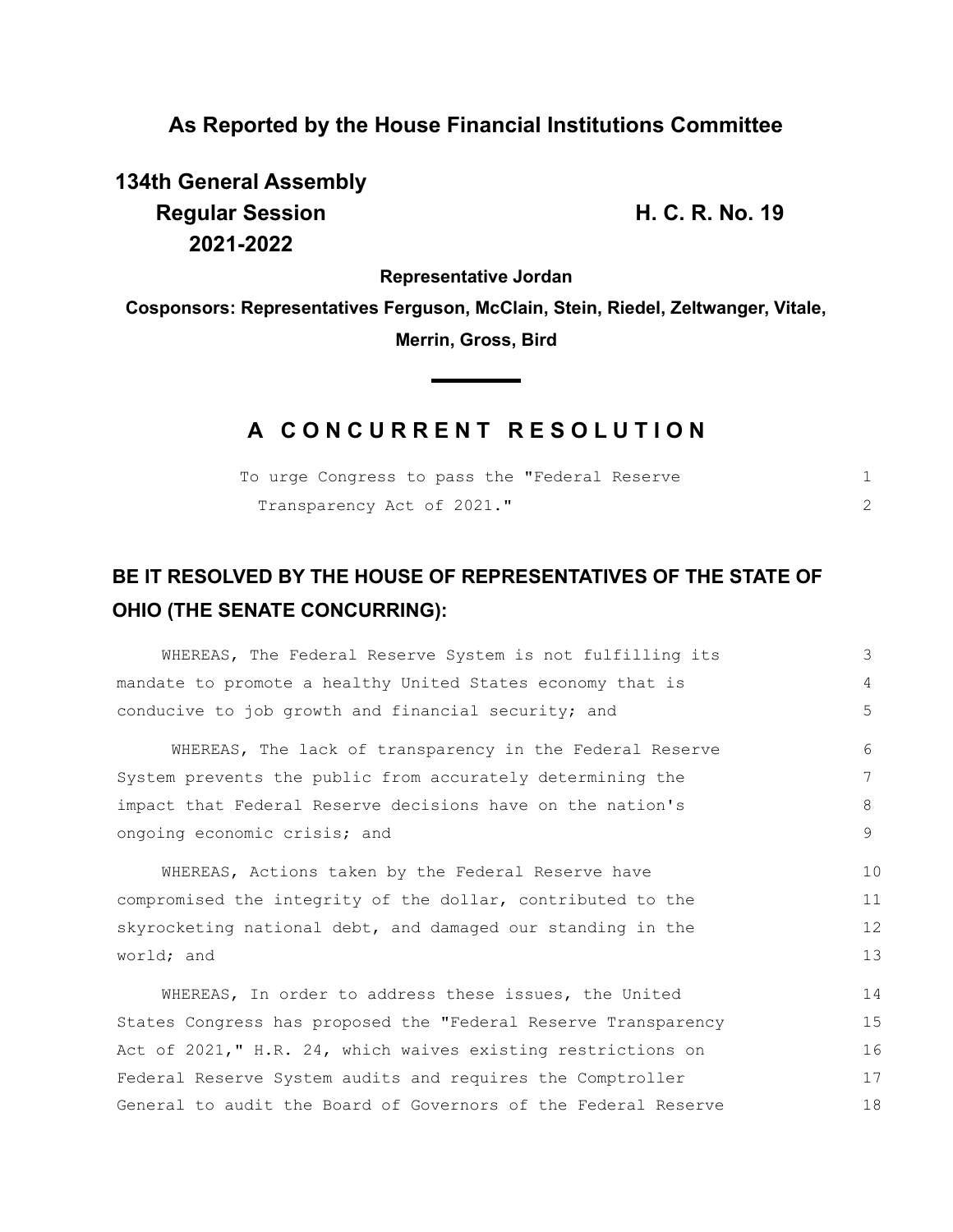## As Reported by the House Financial Institutions Committee

**134th General Assembly**
**Regular Session**
**2021-2022**

**H. C. R. No. 19**

**Representative Jordan**

**Cosponsors: Representatives Ferguson, McClain, Stein, Riedel, Zeltwanger, Vitale, Merrin, Gross, Bird**

# A CONCURRENT RESOLUTION

To urge Congress to pass the "Federal Reserve Transparency Act of 2021."

**BE IT RESOLVED BY THE HOUSE OF REPRESENTATIVES OF THE STATE OF OHIO (THE SENATE CONCURRING):**

WHEREAS, The Federal Reserve System is not fulfilling its mandate to promote a healthy United States economy that is conducive to job growth and financial security; and

WHEREAS, The lack of transparency in the Federal Reserve System prevents the public from accurately determining the impact that Federal Reserve decisions have on the nation's ongoing economic crisis; and

WHEREAS, Actions taken by the Federal Reserve have compromised the integrity of the dollar, contributed to the skyrocketing national debt, and damaged our standing in the world; and

WHEREAS, In order to address these issues, the United States Congress has proposed the "Federal Reserve Transparency Act of 2021," H.R. 24, which waives existing restrictions on Federal Reserve System audits and requires the Comptroller General to audit the Board of Governors of the Federal Reserve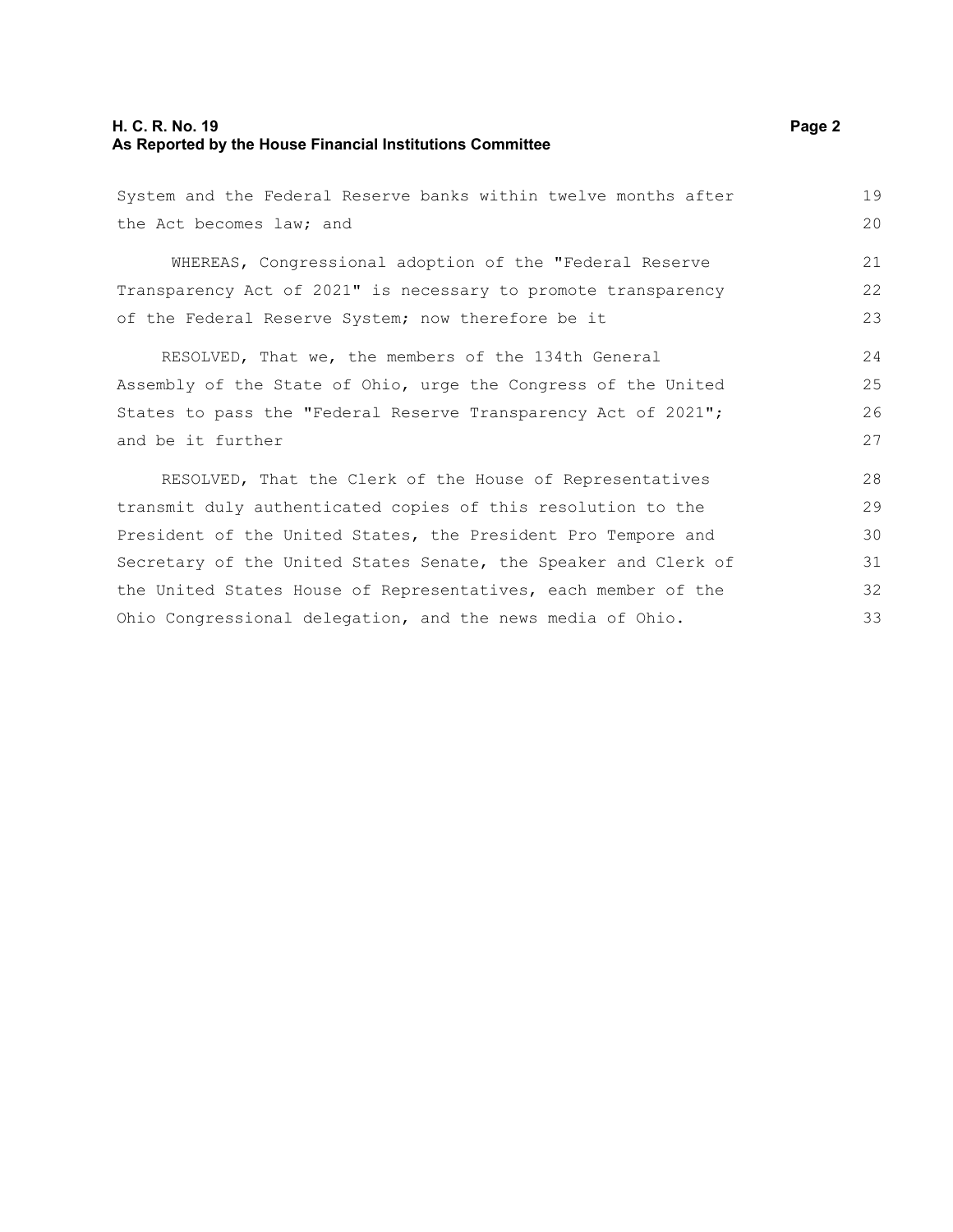System and the Federal Reserve banks within twelve months after the Act becomes law; and

WHEREAS, Congressional adoption of the "Federal Reserve Transparency Act of 2021" is necessary to promote transparency of the Federal Reserve System; now therefore be it

RESOLVED, That we, the members of the 134th General Assembly of the State of Ohio, urge the Congress of the United States to pass the "Federal Reserve Transparency Act of 2021"; and be it further

RESOLVED, That the Clerk of the House of Representatives transmit duly authenticated copies of this resolution to the President of the United States, the President Pro Tempore and Secretary of the United States Senate, the Speaker and Clerk of the United States House of Representatives, each member of the Ohio Congressional delegation, and the news media of Ohio.